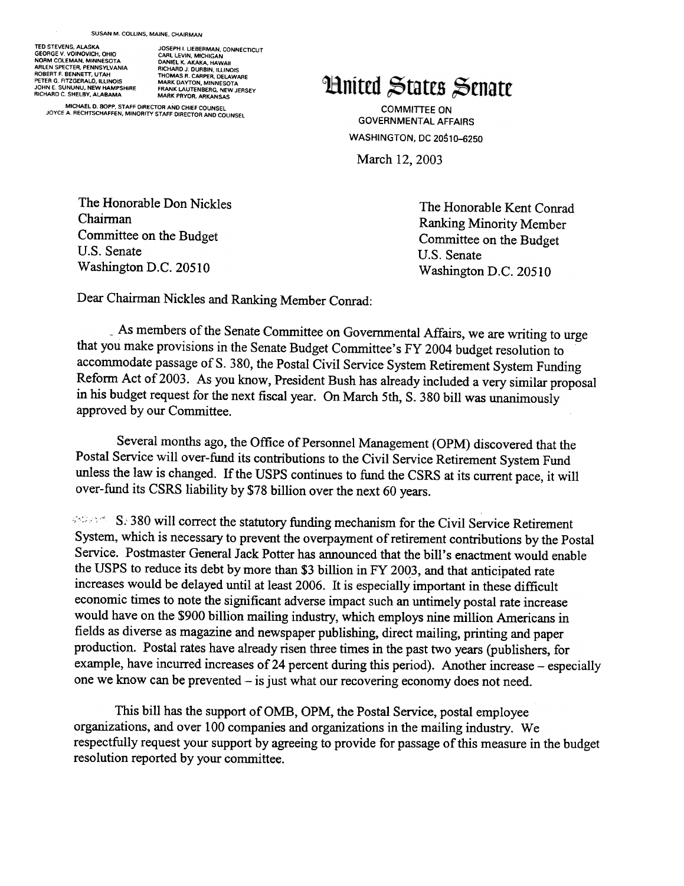SUSAN M. COLLINS, MAINE, CHAIRMAN

TED STEVENS, ALASKA
GEORGE V. VOINOVICH, OHIO
NORM COLEMAN, MINNESOTA
ARLEN SPECTER, PENNSYLVANIA
ROBERT F. BENNETT, UTAH
PETER G. FITZGERALD, ILLINOIS
JOHN E. SUNUNU, NEW HAMPSHIRE
RICHARD C. SHELBY, ALABAMA

JOSEPH I. LIEBERMAN, CONNECTICUT
CARL LEVIN, MICHIGAN
DANIEL K. AKAKA, HAWAII
RICHARD J. DURBIN, ILLINOIS
THOMAS R. CARPER, DELAWARE
MARK DAYTON, MINNESOTA
FRANK LAUTENBERG, NEW JERSEY
MARK PRYOR, ARKANSAS

MICHAEL D. BOPP, STAFF DIRECTOR AND CHIEF COUNSEL
JOYCE A. RECHTSCHAFFEN, MINORITY STAFF DIRECTOR AND COUNSEL

# United States Senate

COMMITTEE ON
GOVERNMENTAL AFFAIRS
WASHINGTON, DC 20510–6250

March 12, 2003

The Honorable Don Nickles
Chairman
Committee on the Budget
U.S. Senate
Washington D.C. 20510

The Honorable Kent Conrad
Ranking Minority Member
Committee on the Budget
U.S. Senate
Washington D.C. 20510

Dear Chairman Nickles and Ranking Member Conrad:

As members of the Senate Committee on Governmental Affairs, we are writing to urge that you make provisions in the Senate Budget Committee's FY 2004 budget resolution to accommodate passage of S. 380, the Postal Civil Service System Retirement System Funding Reform Act of 2003. As you know, President Bush has already included a very similar proposal in his budget request for the next fiscal year. On March 5th, S. 380 bill was unanimously approved by our Committee.

Several months ago, the Office of Personnel Management (OPM) discovered that the Postal Service will over-fund its contributions to the Civil Service Retirement System Fund unless the law is changed. If the USPS continues to fund the CSRS at its current pace, it will over-fund its CSRS liability by $78 billion over the next 60 years.

S. 380 will correct the statutory funding mechanism for the Civil Service Retirement System, which is necessary to prevent the overpayment of retirement contributions by the Postal Service. Postmaster General Jack Potter has announced that the bill's enactment would enable the USPS to reduce its debt by more than $3 billion in FY 2003, and that anticipated rate increases would be delayed until at least 2006. It is especially important in these difficult economic times to note the significant adverse impact such an untimely postal rate increase would have on the $900 billion mailing industry, which employs nine million Americans in fields as diverse as magazine and newspaper publishing, direct mailing, printing and paper production. Postal rates have already risen three times in the past two years (publishers, for example, have incurred increases of 24 percent during this period). Another increase – especially one we know can be prevented – is just what our recovering economy does not need.

This bill has the support of OMB, OPM, the Postal Service, postal employee organizations, and over 100 companies and organizations in the mailing industry. We respectfully request your support by agreeing to provide for passage of this measure in the budget resolution reported by your committee.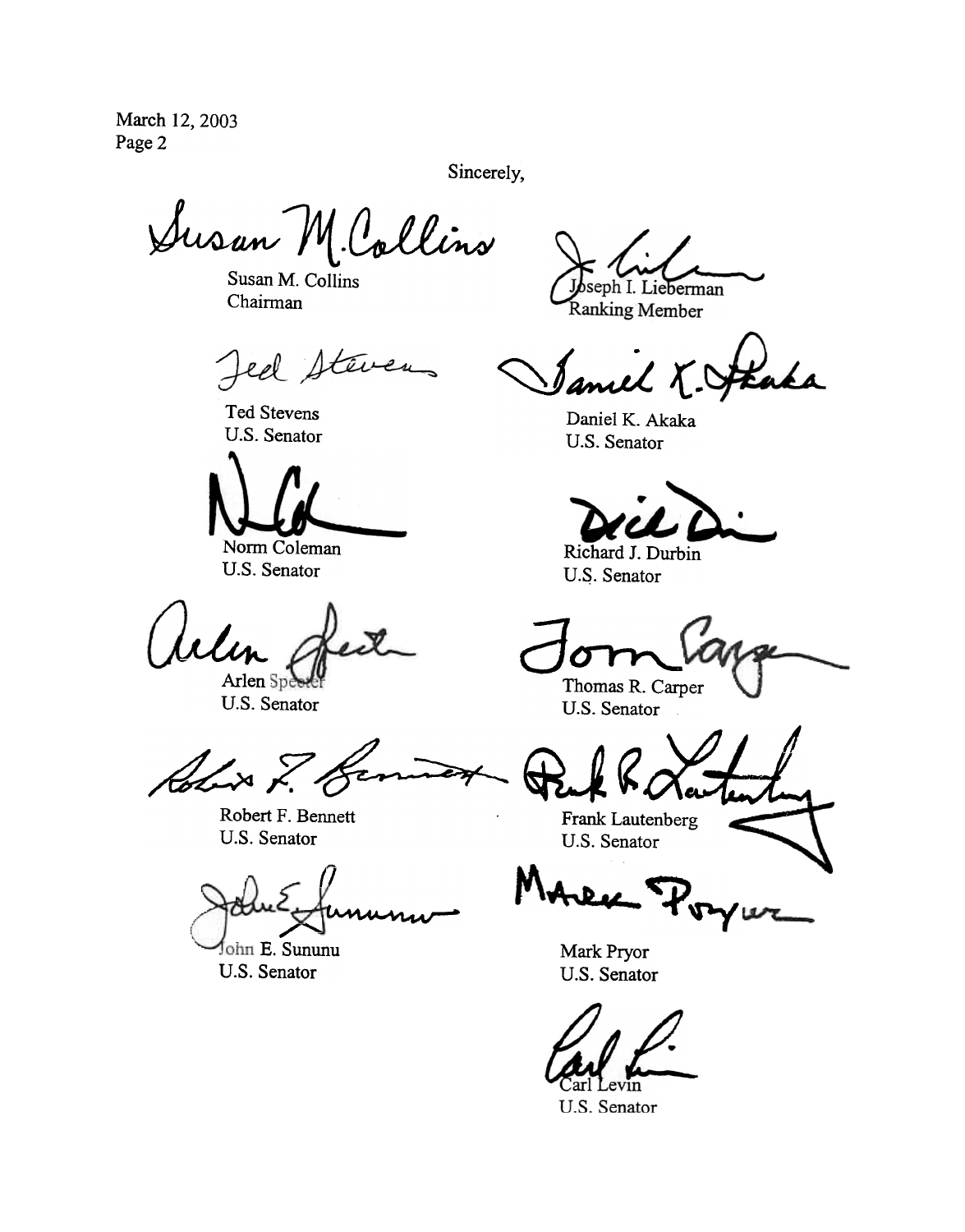Sincerely,

Susan M. Collins
Chairman

Joseph I. Lieberman
Ranking Member

Ted Stevens
U.S. Senator

Daniel K. Akaka
U.S. Senator

Norm Coleman
U.S. Senator

Richard J. Durbin
U.S. Senator

Arlen Specter
U.S. Senator

Thomas R. Carper
U.S. Senator

Robert F. Bennett
U.S. Senator

Frank Lautenberg
U.S. Senator

John E. Sununu
U.S. Senator

Mark Pryor
U.S. Senator

Carl Levin
U.S. Senator